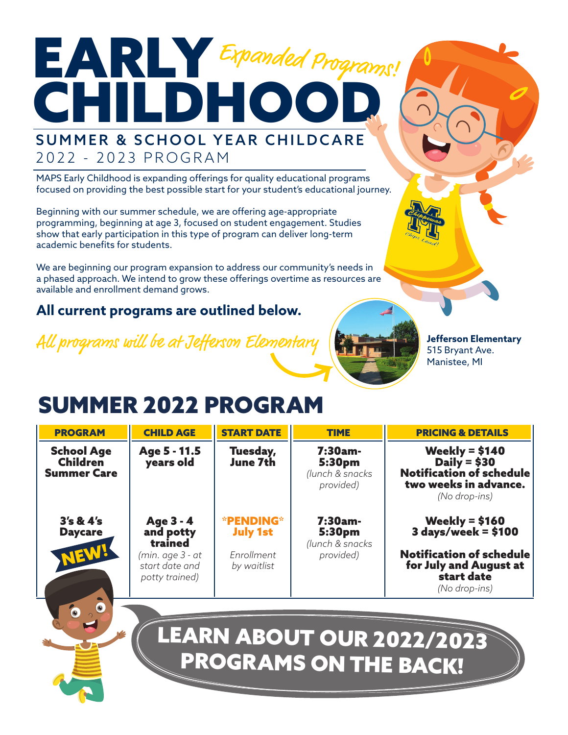# EARLY CHILDHOOD

*Expanded Programs!*

## SUMMER & SCHOOL YEAR CHILDCARE

2022 - 2023 PROGRAM

MAPS Early Childhood is expanding offerings for quality educational programs focused on providing the best possible start for your student's educational journey.

Beginning with our summer schedule, we are offering age-appropriate programming, beginning at age 3, focused on student engagement. Studies show that early participation in this type of program can deliver long-term academic benefits for students.

We are beginning our program expansion to address our community's needs in a phased approach. We intend to grow these offerings overtime as resources are available and enrollment demand grows.

**All current programs are outlined below.**

*All programs will be at Jefferson Elementary*

**Jefferson Elementary**
515 Bryant Ave.
Manistee, MI

## SUMMER 2022 PROGRAM

| PROGRAM | CHILD AGE | START DATE | TIME | PRICING & DETAILS |
|---|---|---|---|---|
| **School Age Children Summer Care** | **Age 5 - 11.5 years old** | **Tuesday, June 7th** | **7:30am-5:30pm** *(lunch & snacks provided)* | **Weekly = $140** **Daily = $30** **Notification of schedule two weeks in advance.** *(No drop-ins)* |
| **3's & 4's Daycare** NEW! | **Age 3 - 4 and potty trained** *(min. age 3 - at start date and potty trained)* | **\*PENDING\* July 1st** *Enrollment by waitlist* | **7:30am-5:30pm** *(lunch & snacks provided)* | **Weekly = $160** **3 days/week = $100** **Notification of schedule for July and August at start date** *(No drop-ins)* |

**LEARN ABOUT OUR 2022/2023 PROGRAMS ON THE BACK!**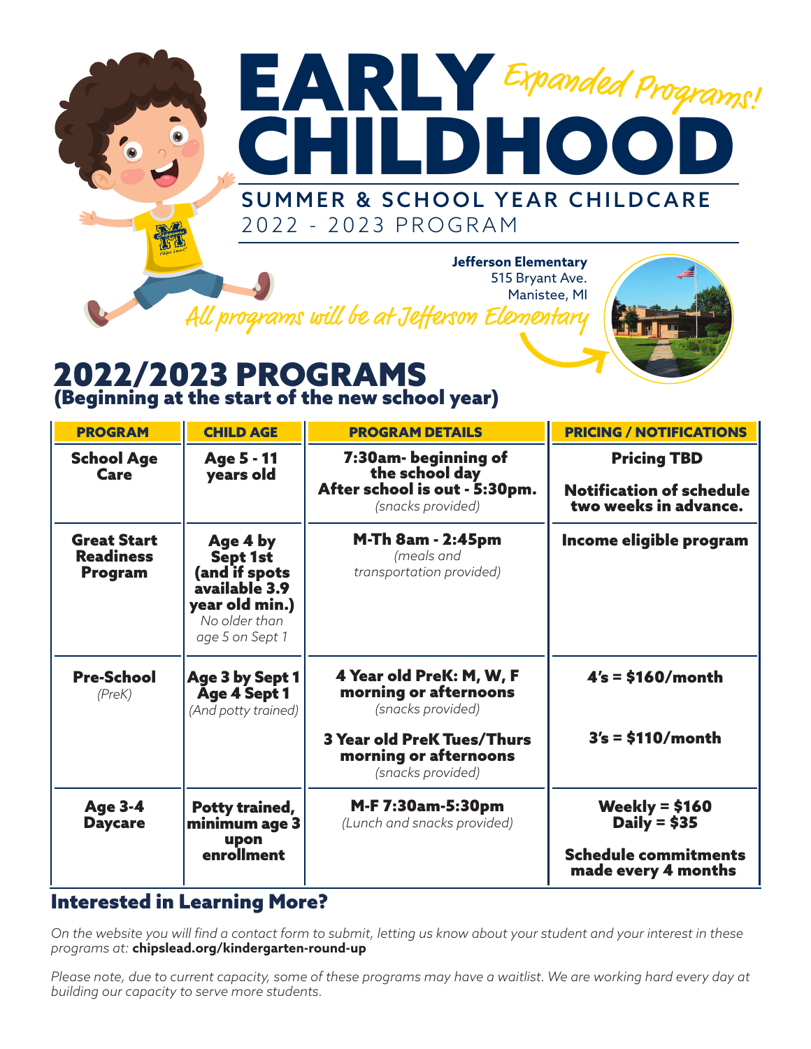# EARLY CHILDHOOD *Expanded Programs!*

## SUMMER & SCHOOL YEAR CHILDCARE

2022 - 2023 PROGRAM

**Jefferson Elementary**
515 Bryant Ave.
Manistee, MI

*All programs will be at Jefferson Elementary*

## 2022/2023 PROGRAMS
### (Beginning at the start of the new school year)

| PROGRAM | CHILD AGE | PROGRAM DETAILS | PRICING / NOTIFICATIONS |
|---|---|---|---|
| **School Age Care** | **Age 5 - 11 years old** | **7:30am- beginning of the school day**<br>**After school is out - 5:30pm.**<br>*(snacks provided)* | **Pricing TBD**<br>**Notification of schedule two weeks in advance.** |
| **Great Start Readiness Program** | **Age 4 by Sept 1st (and if spots available 3.9 year old min.)**<br>*No older than age 5 on Sept 1* | **M-Th 8am - 2:45pm**<br>*(meals and transportation provided)* | **Income eligible program** |
| **Pre-School** *(PreK)* | **Age 3 by Sept 1**<br>**Age 4 Sept 1**<br>*(And potty trained)* | **4 Year old PreK: M, W, F morning or afternoons**<br>*(snacks provided)*<br>**3 Year old PreK Tues/Thurs morning or afternoons**<br>*(snacks provided)* | **4's = $160/month**<br>**3's = $110/month** |
| **Age 3-4 Daycare** | **Potty trained, minimum age 3 upon enrollment** | **M-F 7:30am-5:30pm**<br>*(Lunch and snacks provided)* | **Weekly = $160**<br>**Daily = $35**<br>**Schedule commitments made every 4 months** |

## Interested in Learning More?

*On the website you will find a contact form to submit, letting us know about your student and your interest in these programs at:* **chipslead.org/kindergarten-round-up**

*Please note, due to current capacity, some of these programs may have a waitlist. We are working hard every day at building our capacity to serve more students.*